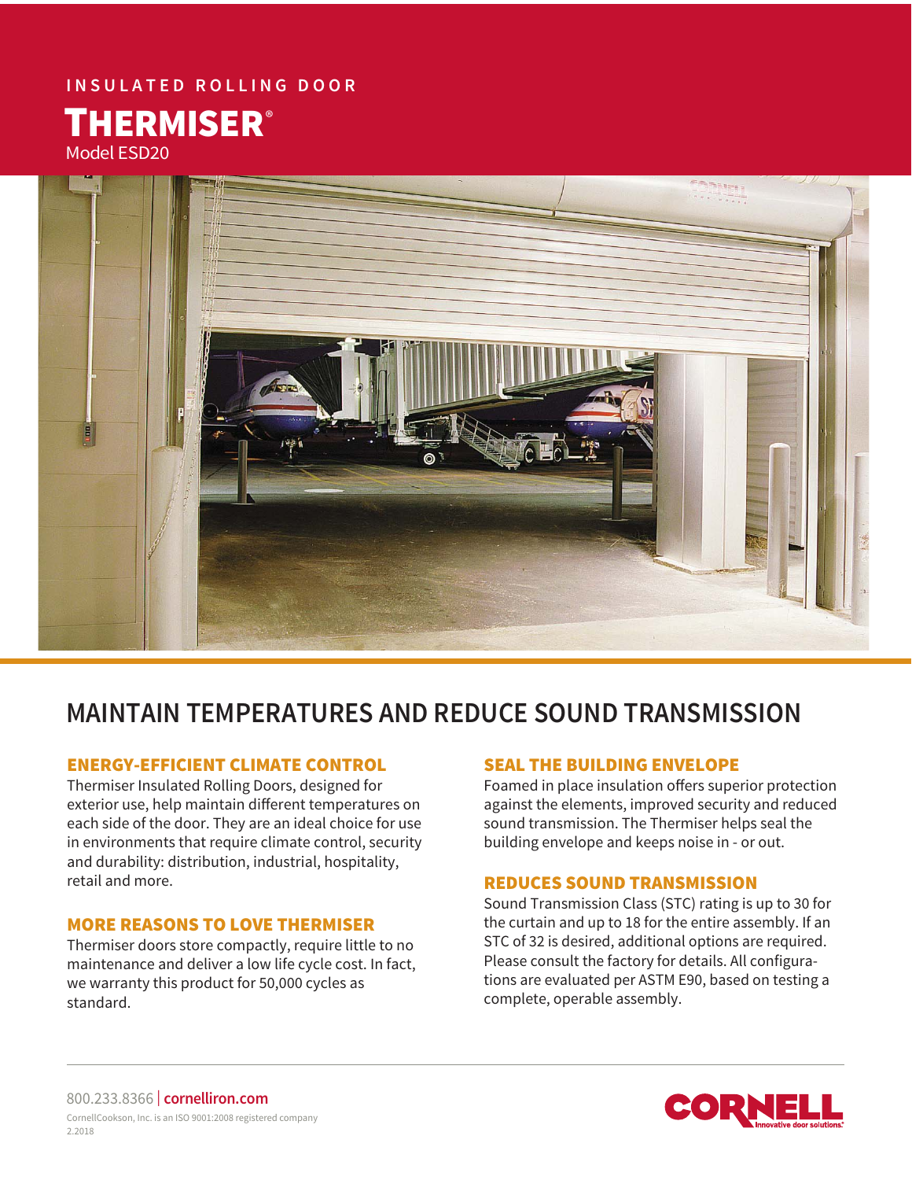INSULATED ROLLING DOOR

# THERMISER®

Model ESD20

## MAINTAIN TEMPERATURES AND REDUCE SOUND TRANSMISSION

### ENERGY-EFFICIENT CLIMATE CONTROL

Thermiser Insulated Rolling Doors, designed for exterior use, help maintain different temperatures on each side of the door. They are an ideal choice for use in environments that require climate control, security and durability: distribution, industrial, hospitality, retail and more.

### MORE REASONS TO LOVE THERMISER

Thermiser doors store compactly, require little to no maintenance and deliver a low life cycle cost. In fact, we warranty this product for 50,000 cycles as standard.

### SEAL THE BUILDING ENVELOPE

Foamed in place insulation offers superior protection against the elements, improved security and reduced sound transmission. The Thermiser helps seal the building envelope and keeps noise in - or out.

### REDUCES SOUND TRANSMISSION

Sound Transmission Class (STC) rating is up to 30 for the curtain and up to 18 for the entire assembly. If an STC of 32 is desired, additional options are required. Please consult the factory for details. All configurations are evaluated per ASTM E90, based on testing a complete, operable assembly.

800.233.8366 | **cornelliron.com**

CornellCookson, Inc. is an ISO 9001:2008 registered company

2.2018

**CORNELL** Innovative door solutions.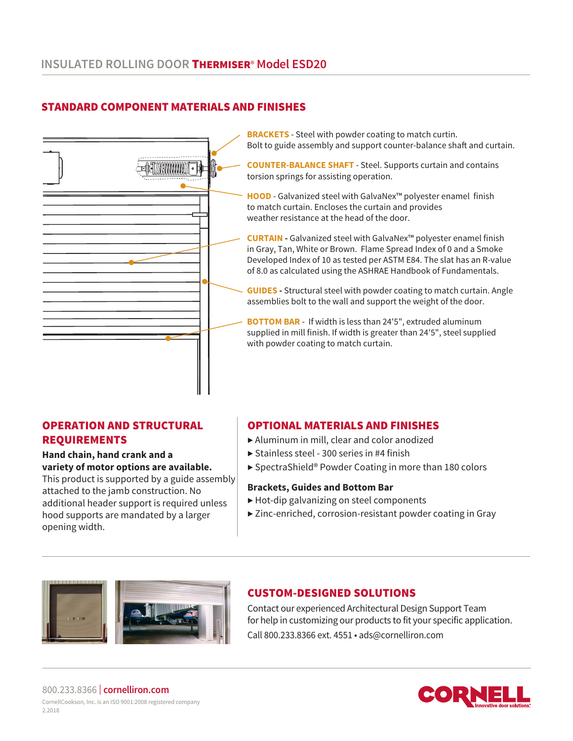# INSULATED ROLLING DOOR THERMISER® Model ESD20

## STANDARD COMPONENT MATERIALS AND FINISHES

**BRACKETS** - Steel with powder coating to match curtin. Bolt to guide assembly and support counter-balance shaft and curtain.

**COUNTER-BALANCE SHAFT** - Steel. Supports curtain and contains torsion springs for assisting operation.

**HOOD** - Galvanized steel with GalvaNex™ polyester enamel finish to match curtain. Encloses the curtain and provides weather resistance at the head of the door.

**CURTAIN** - Galvanized steel with GalvaNex™ polyester enamel finish in Gray, Tan, White or Brown. Flame Spread Index of 0 and a Smoke Developed Index of 10 as tested per ASTM E84. The slat has an R-value of 8.0 as calculated using the ASHRAE Handbook of Fundamentals.

**GUIDES** - Structural steel with powder coating to match curtain. Angle assemblies bolt to the wall and support the weight of the door.

**BOTTOM BAR** - If width is less than 24'5", extruded aluminum supplied in mill finish. If width is greater than 24'5", steel supplied with powder coating to match curtain.

## OPERATION AND STRUCTURAL REQUIREMENTS

**Hand chain, hand crank and a variety of motor options are available.**
This product is supported by a guide assembly attached to the jamb construction. No additional header support is required unless hood supports are mandated by a larger opening width.

## OPTIONAL MATERIALS AND FINISHES

- Aluminum in mill, clear and color anodized
- Stainless steel - 300 series in #4 finish
- SpectraShield® Powder Coating in more than 180 colors

**Brackets, Guides and Bottom Bar**

- Hot-dip galvanizing on steel components
- Zinc-enriched, corrosion-resistant powder coating in Gray

## CUSTOM-DESIGNED SOLUTIONS

Contact our experienced Architectural Design Support Team for help in customizing our products to fit your specific application.

Call 800.233.8366 ext. 4551 • ads@cornelliron.com

800.233.8366 | cornelliron.com

CornellCookson, Inc. is an ISO 9001:2008 registered company

2.2018

CORNELL Innovative door solutions.